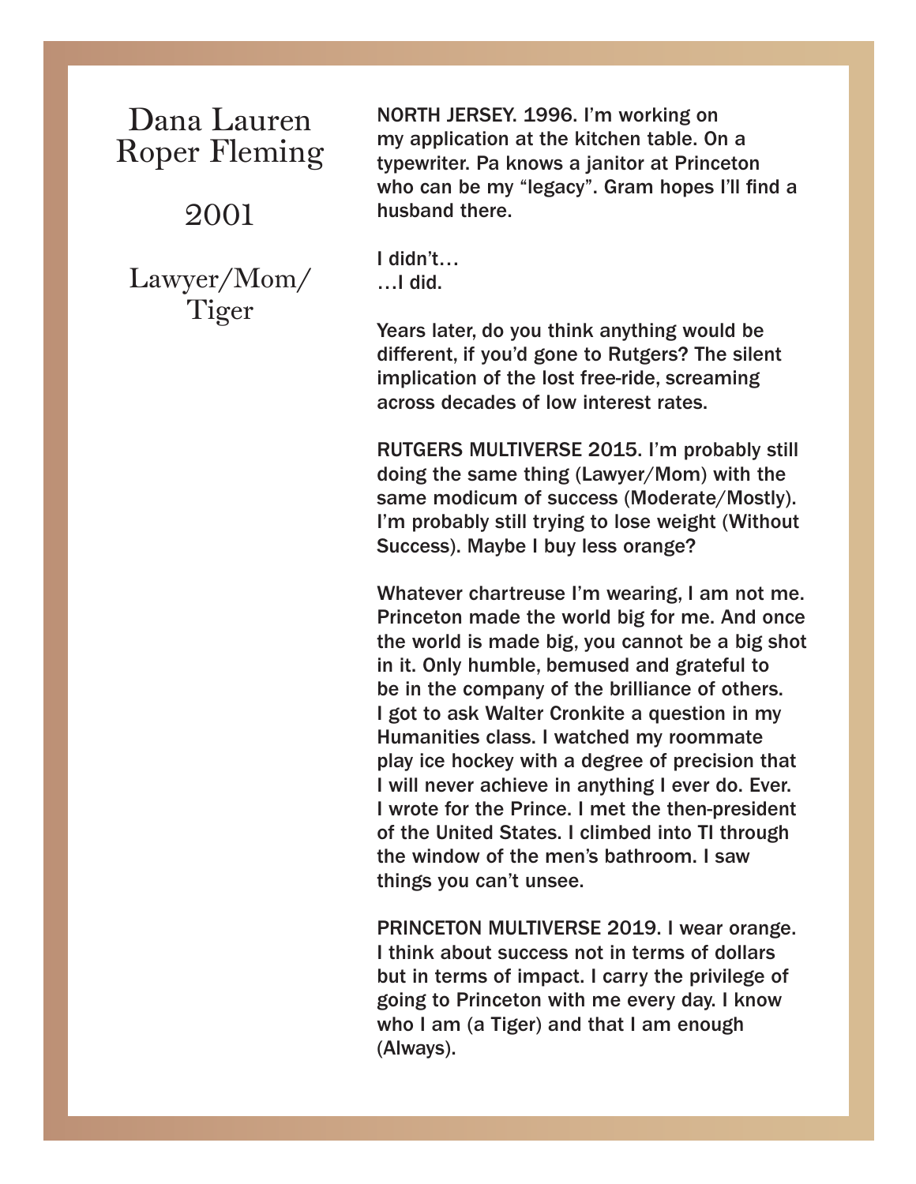# Dana Lauren Roper Fleming

## 2001

## Lawyer/Mom/Tiger

NORTH JERSEY. 1996. I'm working on my application at the kitchen table. On a typewriter. Pa knows a janitor at Princeton who can be my "legacy". Gram hopes I'll find a husband there.

I didn't…
…I did.

Years later, do you think anything would be different, if you'd gone to Rutgers? The silent implication of the lost free-ride, screaming across decades of low interest rates.

RUTGERS MULTIVERSE 2015. I'm probably still doing the same thing (Lawyer/Mom) with the same modicum of success (Moderate/Mostly). I'm probably still trying to lose weight (Without Success). Maybe I buy less orange?

Whatever chartreuse I'm wearing, I am not me. Princeton made the world big for me. And once the world is made big, you cannot be a big shot in it. Only humble, bemused and grateful to be in the company of the brilliance of others. I got to ask Walter Cronkite a question in my Humanities class. I watched my roommate play ice hockey with a degree of precision that I will never achieve in anything I ever do. Ever. I wrote for the Prince. I met the then-president of the United States. I climbed into TI through the window of the men's bathroom. I saw things you can't unsee.

PRINCETON MULTIVERSE 2019. I wear orange. I think about success not in terms of dollars but in terms of impact. I carry the privilege of going to Princeton with me every day. I know who I am (a Tiger) and that I am enough (Always).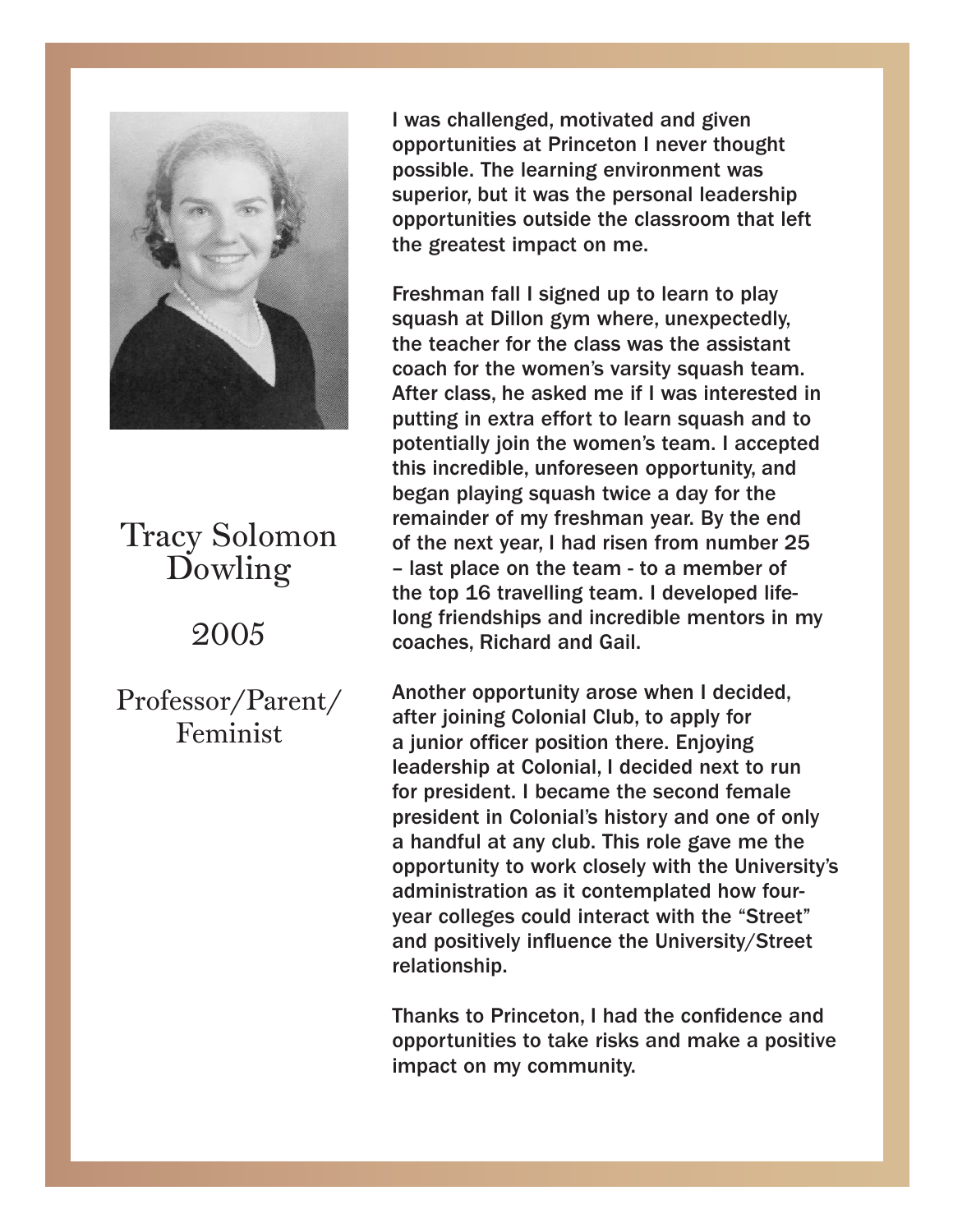# Tracy Solomon Dowling

2005

Professor/Parent/ Feminist

I was challenged, motivated and given opportunities at Princeton I never thought possible. The learning environment was superior, but it was the personal leadership opportunities outside the classroom that left the greatest impact on me.

Freshman fall I signed up to learn to play squash at Dillon gym where, unexpectedly, the teacher for the class was the assistant coach for the women's varsity squash team. After class, he asked me if I was interested in putting in extra effort to learn squash and to potentially join the women's team. I accepted this incredible, unforeseen opportunity, and began playing squash twice a day for the remainder of my freshman year. By the end of the next year, I had risen from number 25 – last place on the team - to a member of the top 16 travelling team. I developed life-long friendships and incredible mentors in my coaches, Richard and Gail.

Another opportunity arose when I decided, after joining Colonial Club, to apply for a junior officer position there. Enjoying leadership at Colonial, I decided next to run for president. I became the second female president in Colonial's history and one of only a handful at any club. This role gave me the opportunity to work closely with the University's administration as it contemplated how four-year colleges could interact with the "Street" and positively influence the University/Street relationship.

Thanks to Princeton, I had the confidence and opportunities to take risks and make a positive impact on my community.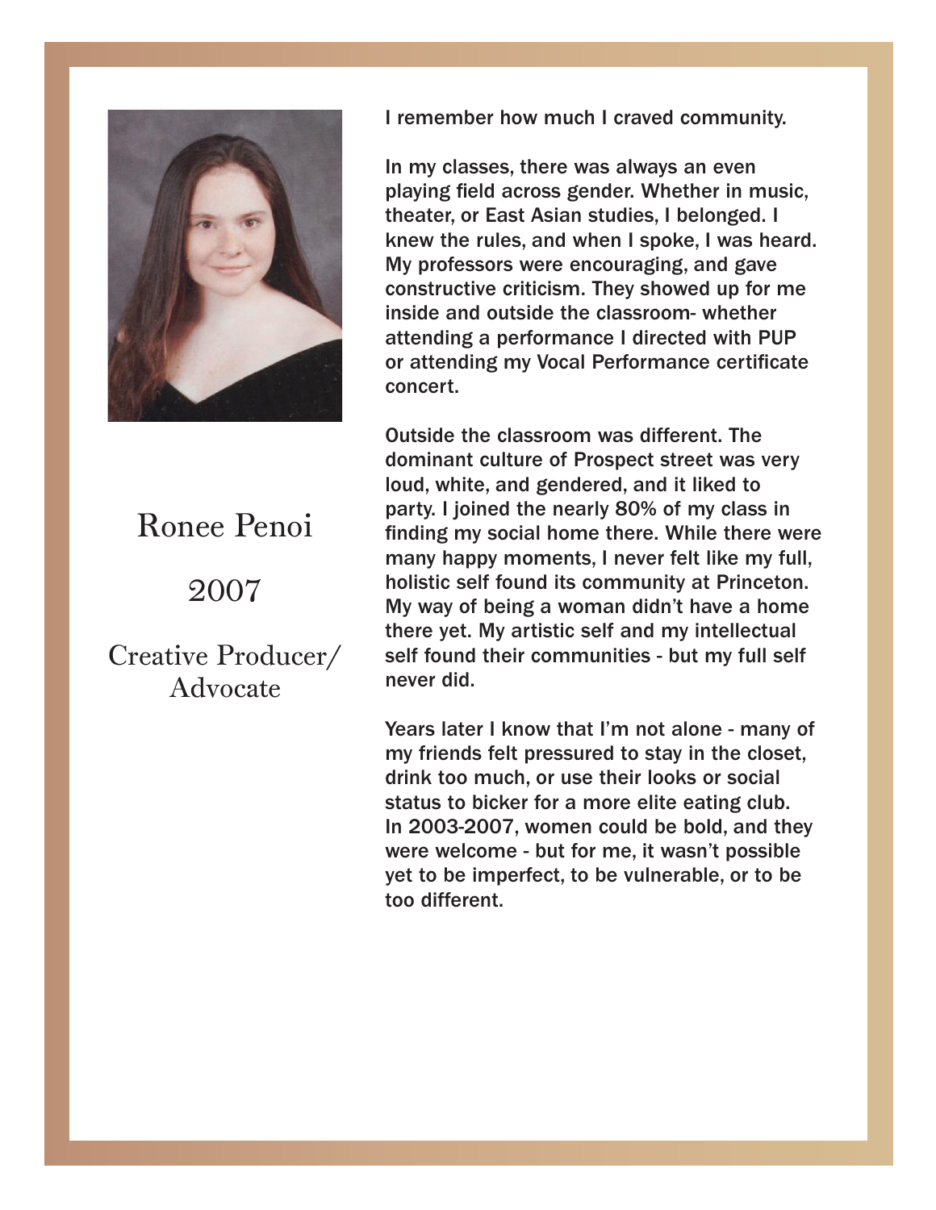Ronee Penoi

2007

Creative Producer/ Advocate

I remember how much I craved community.

In my classes, there was always an even playing field across gender. Whether in music, theater, or East Asian studies, I belonged. I knew the rules, and when I spoke, I was heard. My professors were encouraging, and gave constructive criticism. They showed up for me inside and outside the classroom- whether attending a performance I directed with PUP or attending my Vocal Performance certificate concert.

Outside the classroom was different. The dominant culture of Prospect street was very loud, white, and gendered, and it liked to party. I joined the nearly 80% of my class in finding my social home there. While there were many happy moments, I never felt like my full, holistic self found its community at Princeton. My way of being a woman didn't have a home there yet. My artistic self and my intellectual self found their communities - but my full self never did.

Years later I know that I'm not alone - many of my friends felt pressured to stay in the closet, drink too much, or use their looks or social status to bicker for a more elite eating club. In 2003-2007, women could be bold, and they were welcome - but for me, it wasn't possible yet to be imperfect, to be vulnerable, or to be too different.